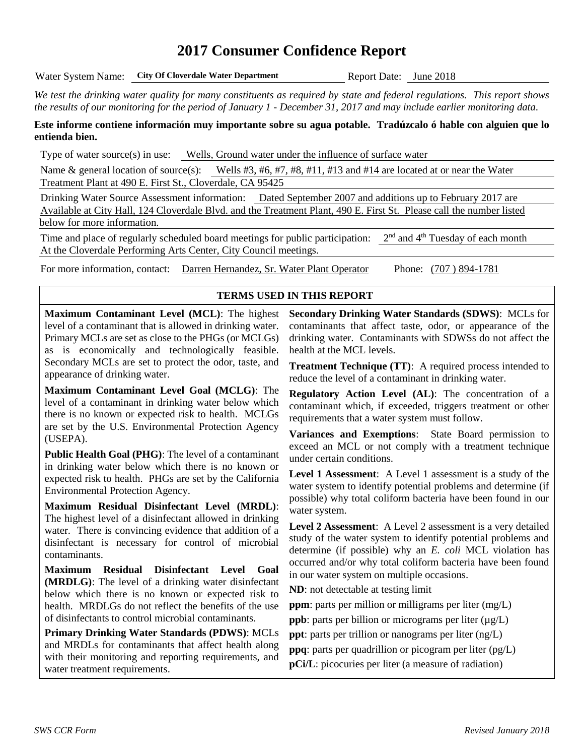# 2017 Consumer Confidence Report

Water System Name: **City Of Cloverdale Water Department** Report Date: June 2018

*We test the drinking water quality for many constituents as required by state and federal regulations. This report shows the results of our monitoring for the period of January 1 - December 31, 2017 and may include earlier monitoring data.*

**Este informe contiene información muy importante sobre su agua potable. Tradúzcalo ó hable con alguien que lo entienda bien.**

Type of water source(s) in use: Wells, Ground water under the influence of surface water

Name & general location of source(s): Wells #3, #6, #7, #8, #11, #13 and #14 are located at or near the Water Treatment Plant at 490 E. First St., Cloverdale, CA 95425

Drinking Water Source Assessment information: Dated September 2007 and additions up to February 2017 are Available at City Hall, 124 Cloverdale Blvd. and the Treatment Plant, 490 E. First St. Please call the number listed below for more information.

Time and place of regularly scheduled board meetings for public participation: 2nd and 4th Tuesday of each month At the Cloverdale Performing Arts Center, City Council meetings.

For more information, contact: Darren Hernandez, Sr. Water Plant Operator Phone: (707 ) 894-1781

## TERMS USED IN THIS REPORT

**Maximum Contaminant Level (MCL)**: The highest level of a contaminant that is allowed in drinking water. Primary MCLs are set as close to the PHGs (or MCLGs) as is economically and technologically feasible. Secondary MCLs are set to protect the odor, taste, and appearance of drinking water.

**Maximum Contaminant Level Goal (MCLG)**: The level of a contaminant in drinking water below which there is no known or expected risk to health. MCLGs are set by the U.S. Environmental Protection Agency (USEPA).

**Public Health Goal (PHG)**: The level of a contaminant in drinking water below which there is no known or expected risk to health. PHGs are set by the California Environmental Protection Agency.

**Maximum Residual Disinfectant Level (MRDL)**: The highest level of a disinfectant allowed in drinking water. There is convincing evidence that addition of a disinfectant is necessary for control of microbial contaminants.

**Maximum Residual Disinfectant Level Goal (MRDLG)**: The level of a drinking water disinfectant below which there is no known or expected risk to health. MRDLGs do not reflect the benefits of the use of disinfectants to control microbial contaminants.

**Primary Drinking Water Standards (PDWS)**: MCLs and MRDLs for contaminants that affect health along with their monitoring and reporting requirements, and water treatment requirements.

**Secondary Drinking Water Standards (SDWS)**: MCLs for contaminants that affect taste, odor, or appearance of the drinking water. Contaminants with SDWSs do not affect the health at the MCL levels.

**Treatment Technique (TT)**: A required process intended to reduce the level of a contaminant in drinking water.

**Regulatory Action Level (AL)**: The concentration of a contaminant which, if exceeded, triggers treatment or other requirements that a water system must follow.

**Variances and Exemptions**: State Board permission to exceed an MCL or not comply with a treatment technique under certain conditions.

**Level 1 Assessment**: A Level 1 assessment is a study of the water system to identify potential problems and determine (if possible) why total coliform bacteria have been found in our water system.

**Level 2 Assessment**: A Level 2 assessment is a very detailed study of the water system to identify potential problems and determine (if possible) why an *E. coli* MCL violation has occurred and/or why total coliform bacteria have been found in our water system on multiple occasions.

**ND**: not detectable at testing limit

**ppm**: parts per million or milligrams per liter (mg/L)

**ppb**: parts per billion or micrograms per liter (μg/L)

**ppt**: parts per trillion or nanograms per liter (ng/L)

**ppq**: parts per quadrillion or picogram per liter (pg/L)

**pCi/L**: picocuries per liter (a measure of radiation)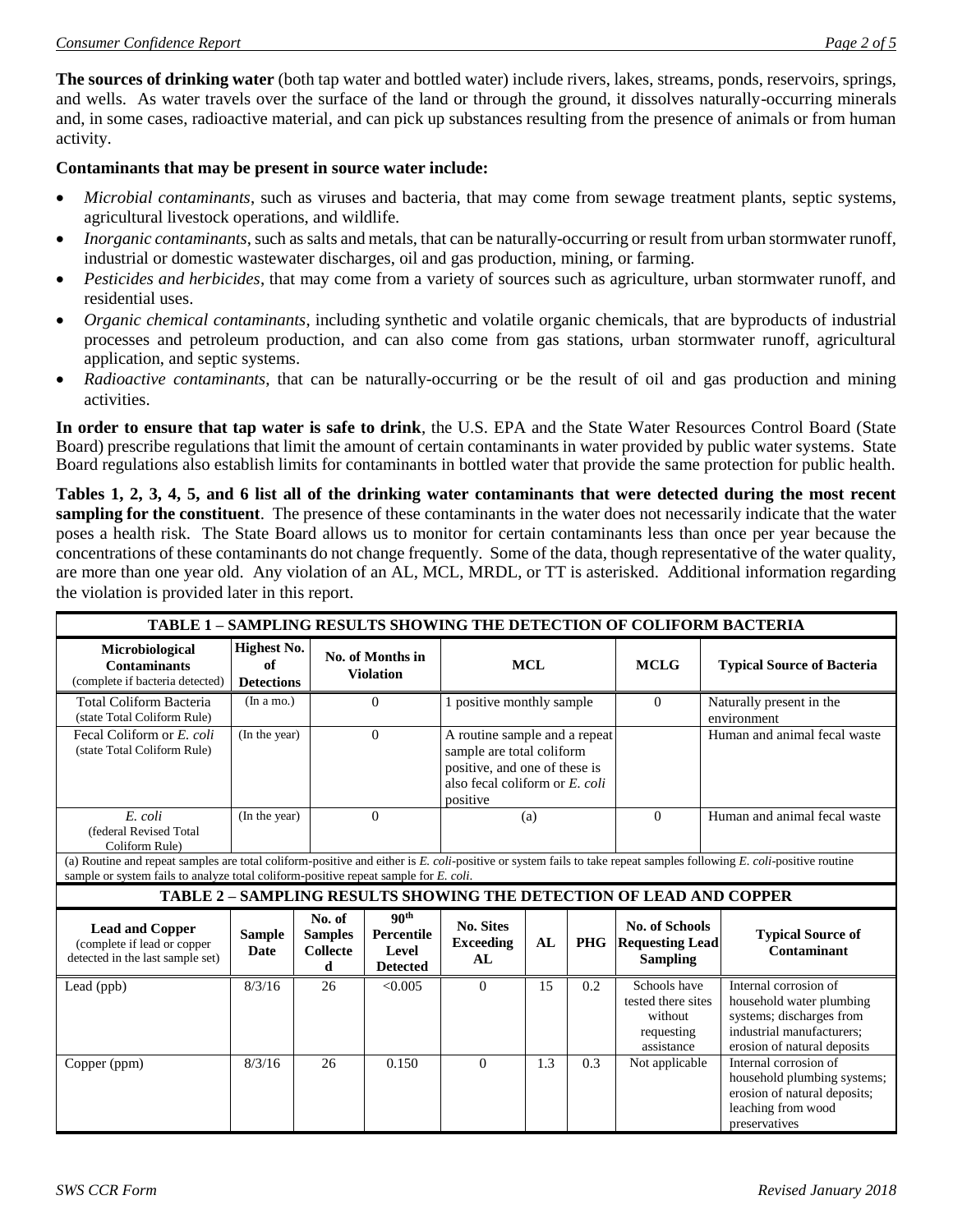**The sources of drinking water** (both tap water and bottled water) include rivers, lakes, streams, ponds, reservoirs, springs, and wells. As water travels over the surface of the land or through the ground, it dissolves naturally-occurring minerals and, in some cases, radioactive material, and can pick up substances resulting from the presence of animals or from human activity.

**Contaminants that may be present in source water include:**

- *Microbial contaminants*, such as viruses and bacteria, that may come from sewage treatment plants, septic systems, agricultural livestock operations, and wildlife.
- *Inorganic contaminants*, such as salts and metals, that can be naturally-occurring or result from urban stormwater runoff, industrial or domestic wastewater discharges, oil and gas production, mining, or farming.
- *Pesticides and herbicides*, that may come from a variety of sources such as agriculture, urban stormwater runoff, and residential uses.
- *Organic chemical contaminants*, including synthetic and volatile organic chemicals, that are byproducts of industrial processes and petroleum production, and can also come from gas stations, urban stormwater runoff, agricultural application, and septic systems.
- *Radioactive contaminants*, that can be naturally-occurring or be the result of oil and gas production and mining activities.

**In order to ensure that tap water is safe to drink**, the U.S. EPA and the State Water Resources Control Board (State Board) prescribe regulations that limit the amount of certain contaminants in water provided by public water systems. State Board regulations also establish limits for contaminants in bottled water that provide the same protection for public health.

**Tables 1, 2, 3, 4, 5, and 6 list all of the drinking water contaminants that were detected during the most recent sampling for the constituent**. The presence of these contaminants in the water does not necessarily indicate that the water poses a health risk. The State Board allows us to monitor for certain contaminants less than once per year because the concentrations of these contaminants do not change frequently. Some of the data, though representative of the water quality, are more than one year old. Any violation of an AL, MCL, MRDL, or TT is asterisked. Additional information regarding the violation is provided later in this report.

**TABLE 1 – SAMPLING RESULTS SHOWING THE DETECTION OF COLIFORM BACTERIA**

| Microbiological Contaminants (complete if bacteria detected) | Highest No. of Detections | No. of Months in Violation | MCL | MCLG | Typical Source of Bacteria |
|---|---|---|---|---|---|
| Total Coliform Bacteria (state Total Coliform Rule) | (In a mo.) | 0 | 1 positive monthly sample | 0 | Naturally present in the environment |
| Fecal Coliform or *E. coli* (state Total Coliform Rule) | (In the year) | 0 | A routine sample and a repeat sample are total coliform positive, and one of these is also fecal coliform or *E. coli* positive | | Human and animal fecal waste |
| *E. coli* (federal Revised Total Coliform Rule) | (In the year) | 0 | (a) | 0 | Human and animal fecal waste |

(a) Routine and repeat samples are total coliform-positive and either is *E. coli*-positive or system fails to take repeat samples following *E. coli*-positive routine sample or system fails to analyze total coliform-positive repeat sample for *E. coli*.

**TABLE 2 – SAMPLING RESULTS SHOWING THE DETECTION OF LEAD AND COPPER**

| Lead and Copper (complete if lead or copper detected in the last sample set) | Sample Date | No. of Samples Collected | 90th Percentile Level Detected | No. Sites Exceeding AL | AL | PHG | No. of Schools Requesting Lead Sampling | Typical Source of Contaminant |
|---|---|---|---|---|---|---|---|---|
| Lead (ppb) | 8/3/16 | 26 | <0.005 | 0 | 15 | 0.2 | Schools have tested there sites without requesting assistance | Internal corrosion of household water plumbing systems; discharges from industrial manufacturers; erosion of natural deposits |
| Copper (ppm) | 8/3/16 | 26 | 0.150 | 0 | 1.3 | 0.3 | Not applicable | Internal corrosion of household plumbing systems; erosion of natural deposits; leaching from wood preservatives |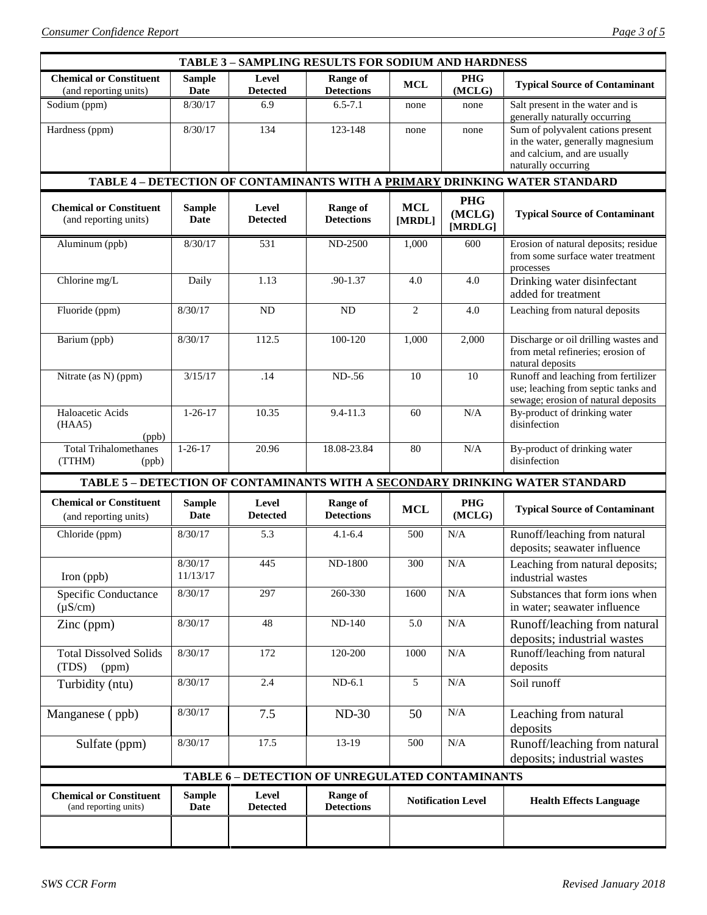| TABLE 3 – SAMPLING RESULTS FOR SODIUM AND HARDNESS | | | | | | |
|---|---|---|---|---|---|---|
| **Chemical or Constituent** (and reporting units) | **Sample Date** | **Level Detected** | **Range of Detections** | **MCL** | **PHG (MCLG)** | **Typical Source of Contaminant** |
| Sodium (ppm) | 8/30/17 | 6.9 | 6.5-7.1 | none | none | Salt present in the water and is generally naturally occurring |
| Hardness (ppm) | 8/30/17 | 134 | 123-148 | none | none | Sum of polyvalent cations present in the water, generally magnesium and calcium, and are usually naturally occurring |

| TABLE 4 – DETECTION OF CONTAMINANTS WITH A PRIMARY DRINKING WATER STANDARD | | | | | | |
|---|---|---|---|---|---|---|
| **Chemical or Constituent** (and reporting units) | **Sample Date** | **Level Detected** | **Range of Detections** | **MCL [MRDL]** | **PHG (MCLG) [MRDLG]** | **Typical Source of Contaminant** |
| Aluminum (ppb) | 8/30/17 | 531 | ND-2500 | 1,000 | 600 | Erosion of natural deposits; residue from some surface water treatment processes |
| Chlorine mg/L | Daily | 1.13 | .90-1.37 | 4.0 | 4.0 | Drinking water disinfectant added for treatment |
| Fluoride (ppm) | 8/30/17 | ND | ND | 2 | 4.0 | Leaching from natural deposits |
| Barium (ppb) | 8/30/17 | 112.5 | 100-120 | 1,000 | 2,000 | Discharge or oil drilling wastes and from metal refineries; erosion of natural deposits |
| Nitrate (as N) (ppm) | 3/15/17 | .14 | ND-.56 | 10 | 10 | Runoff and leaching from fertilizer use; leaching from septic tanks and sewage; erosion of natural deposits |
| Haloacetic Acids (HAA5) (ppb) | 1-26-17 | 10.35 | 9.4-11.3 | 60 | N/A | By-product of drinking water disinfection |
| Total Trihalomethanes (TTHM) (ppb) | 1-26-17 | 20.96 | 18.08-23.84 | 80 | N/A | By-product of drinking water disinfection |

| TABLE 5 – DETECTION OF CONTAMINANTS WITH A SECONDARY DRINKING WATER STANDARD | | | | | | |
|---|---|---|---|---|---|---|
| **Chemical or Constituent** (and reporting units) | **Sample Date** | **Level Detected** | **Range of Detections** | **MCL** | **PHG (MCLG)** | **Typical Source of Contaminant** |
| Chloride (ppm) | 8/30/17 | 5.3 | 4.1-6.4 | 500 | N/A | Runoff/leaching from natural deposits; seawater influence |
| Iron (ppb) | 8/30/17 11/13/17 | 445 | ND-1800 | 300 | N/A | Leaching from natural deposits; industrial wastes |
| Specific Conductance (μS/cm) | 8/30/17 | 297 | 260-330 | 1600 | N/A | Substances that form ions when in water; seawater influence |
| Zinc (ppm) | 8/30/17 | 48 | ND-140 | 5.0 | N/A | Runoff/leaching from natural deposits; industrial wastes |
| Total Dissolved Solids (TDS) (ppm) | 8/30/17 | 172 | 120-200 | 1000 | N/A | Runoff/leaching from natural deposits |
| Turbidity (ntu) | 8/30/17 | 2.4 | ND-6.1 | 5 | N/A | Soil runoff |
| Manganese ( ppb) | 8/30/17 | 7.5 | ND-30 | 50 | N/A | Leaching from natural deposits |
| Sulfate (ppm) | 8/30/17 | 17.5 | 13-19 | 500 | N/A | Runoff/leaching from natural deposits; industrial wastes |

| TABLE 6 – DETECTION OF UNREGULATED CONTAMINANTS | | | | | |
|---|---|---|---|---|---|
| **Chemical or Constituent** (and reporting units) | **Sample Date** | **Level Detected** | **Range of Detections** | **Notification Level** | **Health Effects Language** |
| | | | | | |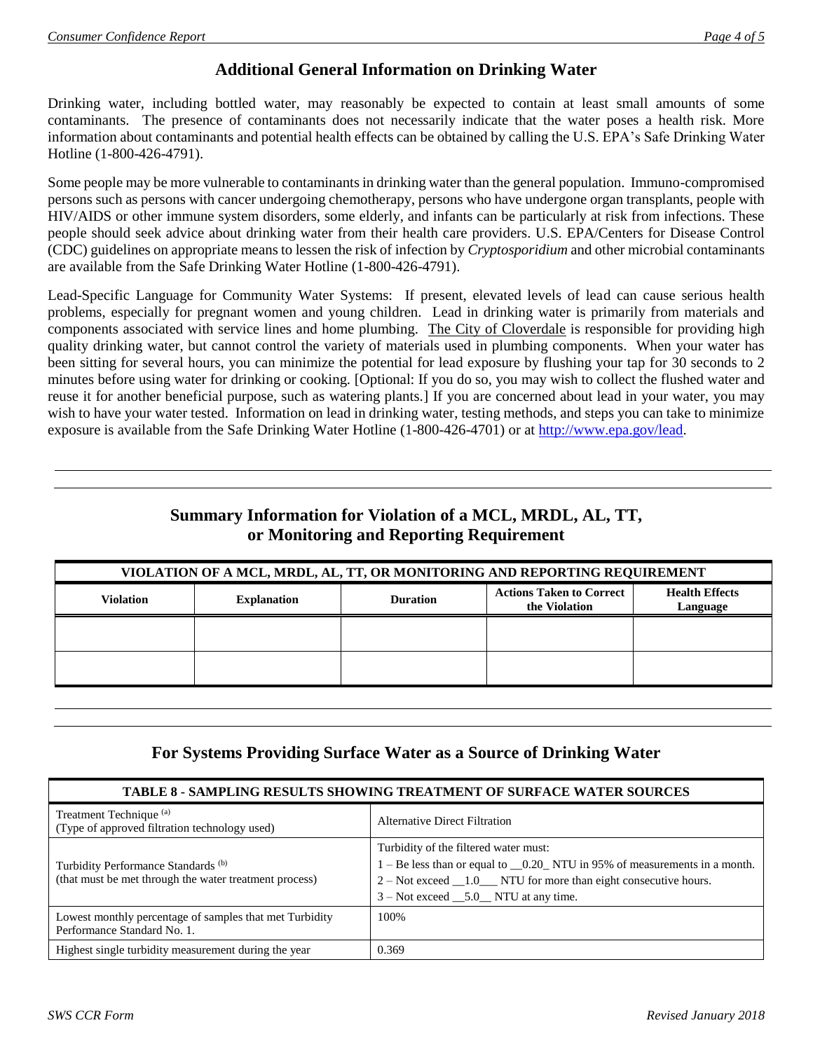## Additional General Information on Drinking Water

Drinking water, including bottled water, may reasonably be expected to contain at least small amounts of some contaminants. The presence of contaminants does not necessarily indicate that the water poses a health risk. More information about contaminants and potential health effects can be obtained by calling the U.S. EPA's Safe Drinking Water Hotline (1-800-426-4791).

Some people may be more vulnerable to contaminants in drinking water than the general population. Immuno-compromised persons such as persons with cancer undergoing chemotherapy, persons who have undergone organ transplants, people with HIV/AIDS or other immune system disorders, some elderly, and infants can be particularly at risk from infections. These people should seek advice about drinking water from their health care providers. U.S. EPA/Centers for Disease Control (CDC) guidelines on appropriate means to lessen the risk of infection by *Cryptosporidium* and other microbial contaminants are available from the Safe Drinking Water Hotline (1-800-426-4791).

Lead-Specific Language for Community Water Systems: If present, elevated levels of lead can cause serious health problems, especially for pregnant women and young children. Lead in drinking water is primarily from materials and components associated with service lines and home plumbing. The City of Cloverdale is responsible for providing high quality drinking water, but cannot control the variety of materials used in plumbing components. When your water has been sitting for several hours, you can minimize the potential for lead exposure by flushing your tap for 30 seconds to 2 minutes before using water for drinking or cooking. [Optional: If you do so, you may wish to collect the flushed water and reuse it for another beneficial purpose, such as watering plants.] If you are concerned about lead in your water, you may wish to have your water tested. Information on lead in drinking water, testing methods, and steps you can take to minimize exposure is available from the Safe Drinking Water Hotline (1-800-426-4701) or at http://www.epa.gov/lead.

## Summary Information for Violation of a MCL, MRDL, AL, TT, or Monitoring and Reporting Requirement

| VIOLATION OF A MCL, MRDL, AL, TT, OR MONITORING AND REPORTING REQUIREMENT | | | | |
|---|---|---|---|---|
| **Violation** | **Explanation** | **Duration** | **Actions Taken to Correct the Violation** | **Health Effects Language** |
| | | | | |
| | | | | |

## For Systems Providing Surface Water as a Source of Drinking Water

| TABLE 8 - SAMPLING RESULTS SHOWING TREATMENT OF SURFACE WATER SOURCES | |
|---|---|
| Treatment Technique [a] (Type of approved filtration technology used) | Alternative Direct Filtration |
| Turbidity Performance Standards [b] (that must be met through the water treatment process) | Turbidity of the filtered water must: 1 – Be less than or equal to __0.20_ NTU in 95% of measurements in a month. 2 – Not exceed __1.0___ NTU for more than eight consecutive hours. 3 – Not exceed __5.0__ NTU at any time. |
| Lowest monthly percentage of samples that met Turbidity Performance Standard No. 1. | 100% |
| Highest single turbidity measurement during the year | 0.369 |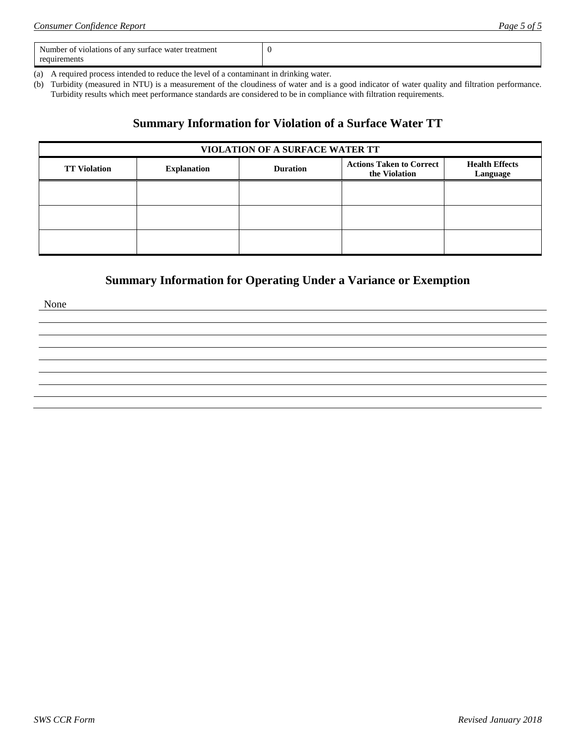| | |
|---|---|
| Number of violations of any surface water treatment requirements | 0 |

(a) A required process intended to reduce the level of a contaminant in drinking water.

(b) Turbidity (measured in NTU) is a measurement of the cloudiness of water and is a good indicator of water quality and filtration performance. Turbidity results which meet performance standards are considered to be in compliance with filtration requirements.

## Summary Information for Violation of a Surface Water TT

| VIOLATION OF A SURFACE WATER TT | | | | |
|---|---|---|---|---|
| **TT Violation** | **Explanation** | **Duration** | **Actions Taken to Correct the Violation** | **Health Effects Language** |
| | | | | |
| | | | | |
| | | | | |

## Summary Information for Operating Under a Variance or Exemption

None